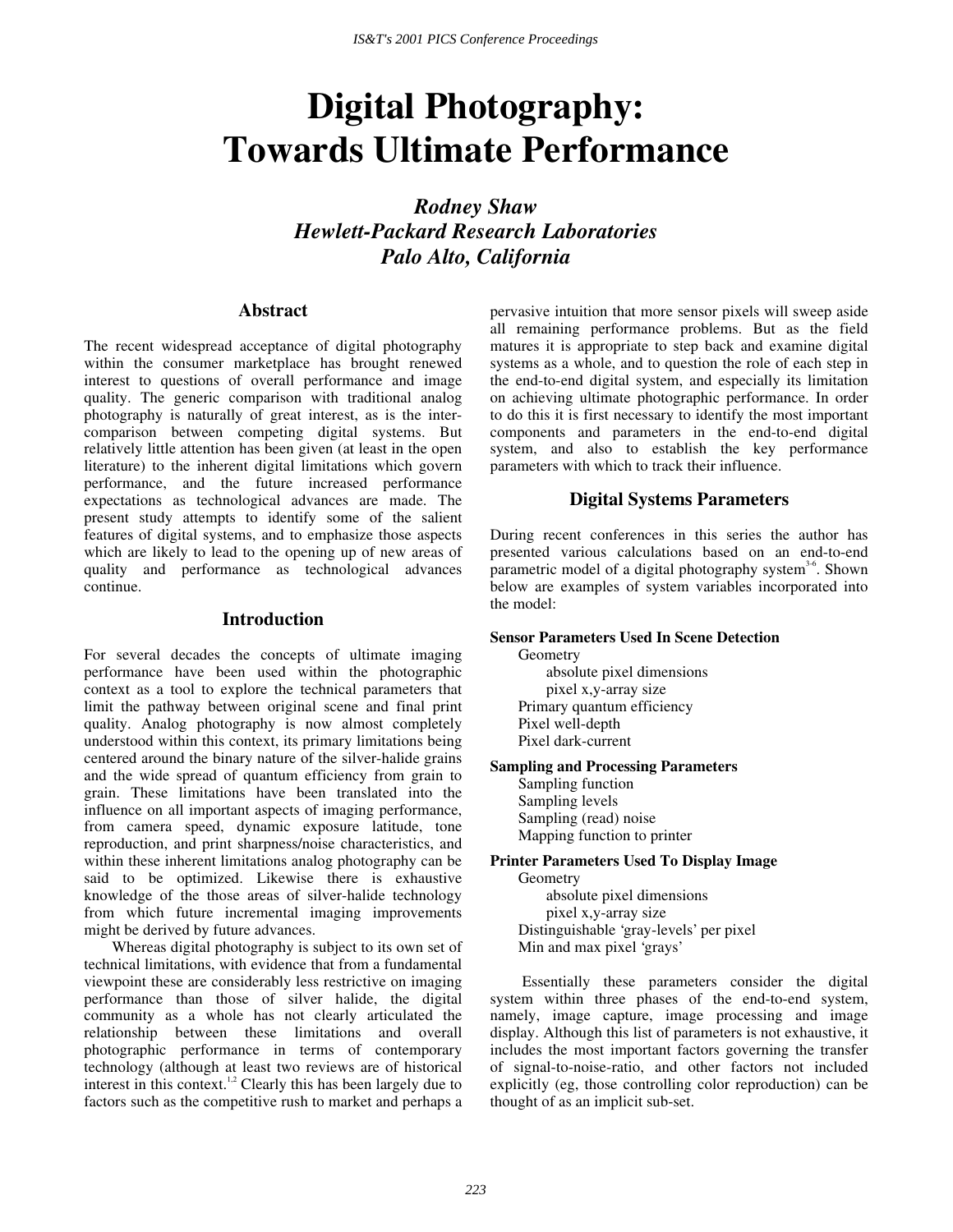# Digital Photography: Towards Ultimate Performance

***Rodney Shaw***
***Hewlett-Packard Research Laboratories***
***Palo Alto, California***

## Abstract

The recent widespread acceptance of digital photography within the consumer marketplace has brought renewed interest to questions of overall performance and image quality. The generic comparison with traditional analog photography is naturally of great interest, as is the inter-comparison between competing digital systems. But relatively little attention has been given (at least in the open literature) to the inherent digital limitations which govern performance, and the future increased performance expectations as technological advances are made. The present study attempts to identify some of the salient features of digital systems, and to emphasize those aspects which are likely to lead to the opening up of new areas of quality and performance as technological advances continue.

## Introduction

For several decades the concepts of ultimate imaging performance have been used within the photographic context as a tool to explore the technical parameters that limit the pathway between original scene and final print quality. Analog photography is now almost completely understood within this context, its primary limitations being centered around the binary nature of the silver-halide grains and the wide spread of quantum efficiency from grain to grain. These limitations have been translated into the influence on all important aspects of imaging performance, from camera speed, dynamic exposure latitude, tone reproduction, and print sharpness/noise characteristics, and within these inherent limitations analog photography can be said to be optimized. Likewise there is exhaustive knowledge of the those areas of silver-halide technology from which future incremental imaging improvements might be derived by future advances.

Whereas digital photography is subject to its own set of technical limitations, with evidence that from a fundamental viewpoint these are considerably less restrictive on imaging performance than those of silver halide, the digital community as a whole has not clearly articulated the relationship between these limitations and overall photographic performance in terms of contemporary technology (although at least two reviews are of historical interest in this context.[1,2] Clearly this has been largely due to factors such as the competitive rush to market and perhaps a pervasive intuition that more sensor pixels will sweep aside all remaining performance problems. But as the field matures it is appropriate to step back and examine digital systems as a whole, and to question the role of each step in the end-to-end digital system, and especially its limitation on achieving ultimate photographic performance. In order to do this it is first necessary to identify the most important components and parameters in the end-to-end digital system, and also to establish the key performance parameters with which to track their influence.

## Digital Systems Parameters

During recent conferences in this series the author has presented various calculations based on an end-to-end parametric model of a digital photography system[3-6]. Shown below are examples of system variables incorporated into the model:

**Sensor Parameters Used In Scene Detection**

- Geometry
  - absolute pixel dimensions
  - pixel x,y-array size
- Primary quantum efficiency
- Pixel well-depth
- Pixel dark-current

**Sampling and Processing Parameters**

- Sampling function
- Sampling levels
- Sampling (read) noise
- Mapping function to printer

**Printer Parameters Used To Display Image**

- Geometry
  - absolute pixel dimensions
  - pixel x,y-array size
- Distinguishable 'gray-levels' per pixel
- Min and max pixel 'grays'

Essentially these parameters consider the digital system within three phases of the end-to-end system, namely, image capture, image processing and image display. Although this list of parameters is not exhaustive, it includes the most important factors governing the transfer of signal-to-noise-ratio, and other factors not included explicitly (eg, those controlling color reproduction) can be thought of as an implicit sub-set.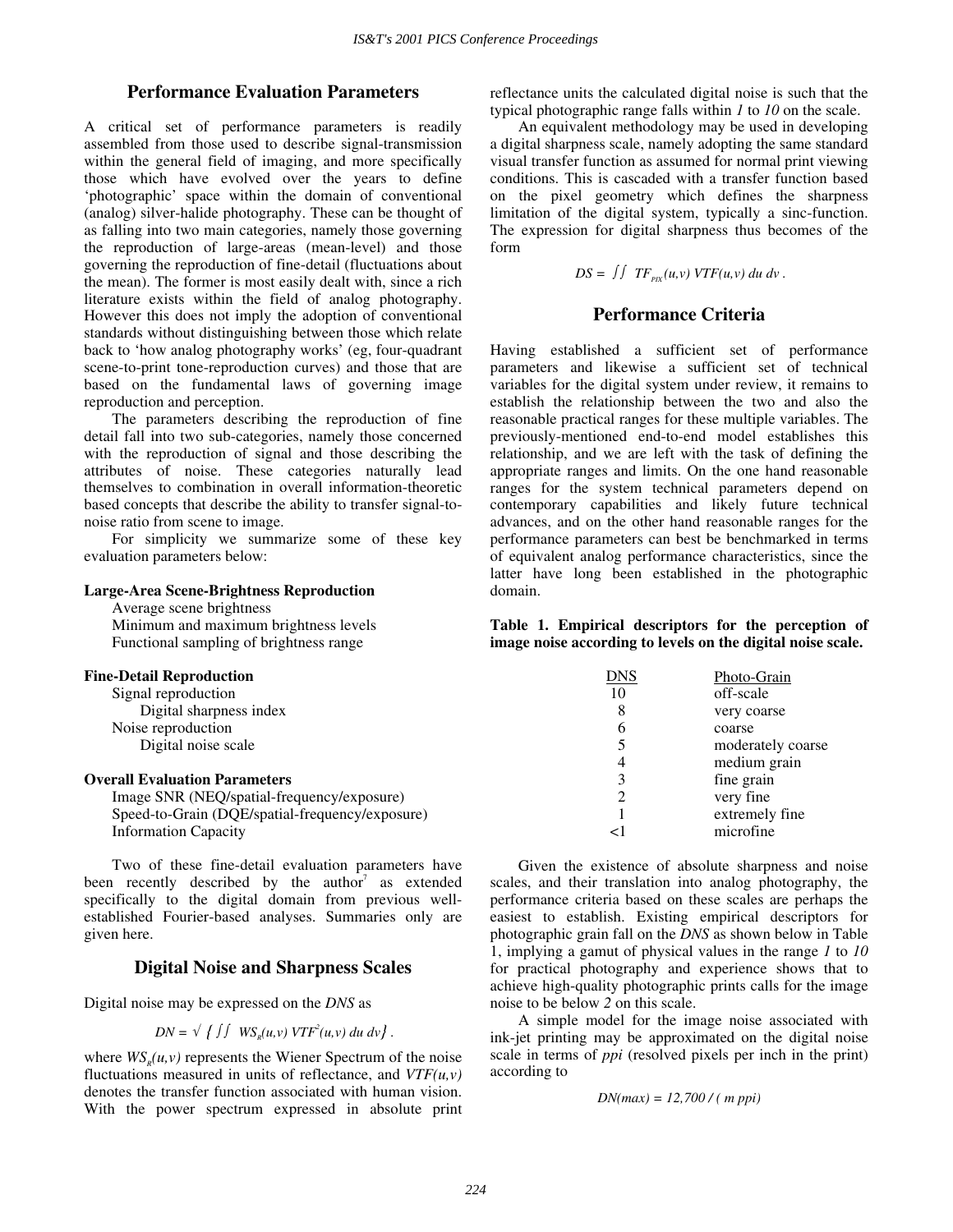## Performance Evaluation Parameters

A critical set of performance parameters is readily assembled from those used to describe signal-transmission within the general field of imaging, and more specifically those which have evolved over the years to define 'photographic' space within the domain of conventional (analog) silver-halide photography. These can be thought of as falling into two main categories, namely those governing the reproduction of large-areas (mean-level) and those governing the reproduction of fine-detail (fluctuations about the mean). The former is most easily dealt with, since a rich literature exists within the field of analog photography. However this does not imply the adoption of conventional standards without distinguishing between those which relate back to 'how analog photography works' (eg, four-quadrant scene-to-print tone-reproduction curves) and those that are based on the fundamental laws of governing image reproduction and perception.

The parameters describing the reproduction of fine detail fall into two sub-categories, namely those concerned with the reproduction of signal and those describing the attributes of noise. These categories naturally lead themselves to combination in overall information-theoretic based concepts that describe the ability to transfer signal-to-noise ratio from scene to image.

For simplicity we summarize some of these key evaluation parameters below:

**Large-Area Scene-Brightness Reproduction**
- Average scene brightness
- Minimum and maximum brightness levels
- Functional sampling of brightness range

**Fine-Detail Reproduction**
- Signal reproduction
  - Digital sharpness index
- Noise reproduction
  - Digital noise scale

**Overall Evaluation Parameters**
- Image SNR (NEQ/spatial-frequency/exposure)
- Speed-to-Grain (DQE/spatial-frequency/exposure)
- Information Capacity

Two of these fine-detail evaluation parameters have been recently described by the author[7] as extended specifically to the digital domain from previous well-established Fourier-based analyses. Summaries only are given here.

## Digital Noise and Sharpness Scales

Digital noise may be expressed on the *DNS* as

$$DN = \sqrt{ \left\{ \iint WS_R(u,v)\, VTF^2(u,v)\, du\, dv \right\} } .$$

where $WS_R(u,v)$ represents the Wiener Spectrum of the noise fluctuations measured in units of reflectance, and $VTF(u,v)$ denotes the transfer function associated with human vision. With the power spectrum expressed in absolute print reflectance units the calculated digital noise is such that the typical photographic range falls within *1* to *10* on the scale.

An equivalent methodology may be used in developing a digital sharpness scale, namely adopting the same standard visual transfer function as assumed for normal print viewing conditions. This is cascaded with a transfer function based on the pixel geometry which defines the sharpness limitation of the digital system, typically a sinc-function. The expression for digital sharpness thus becomes of the form

$$DS = \iint TF_{PIX}(u,v)\, VTF(u,v)\, du\, dv .$$

## Performance Criteria

Having established a sufficient set of performance parameters and likewise a sufficient set of technical variables for the digital system under review, it remains to establish the relationship between the two and also the reasonable practical ranges for these multiple variables. The previously-mentioned end-to-end model establishes this relationship, and we are left with the task of defining the appropriate ranges and limits. On the one hand reasonable ranges for the system technical parameters depend on contemporary capabilities and likely future technical advances, and on the other hand reasonable ranges for the performance parameters can best be benchmarked in terms of equivalent analog performance characteristics, since the latter have long been established in the photographic domain.

**Table 1. Empirical descriptors for the perception of image noise according to levels on the digital noise scale.**

| DNS | Photo-Grain |
|---|---|
| 10 | off-scale |
| 8 | very coarse |
| 6 | coarse |
| 5 | moderately coarse |
| 4 | medium grain |
| 3 | fine grain |
| 2 | very fine |
| 1 | extremely fine |
| <1 | microfine |

Given the existence of absolute sharpness and noise scales, and their translation into analog photography, the performance criteria based on these scales are perhaps the easiest to establish. Existing empirical descriptors for photographic grain fall on the *DNS* as shown below in Table 1, implying a gamut of physical values in the range *1* to *10* for practical photography and experience shows that to achieve high-quality photographic prints calls for the image noise to be below *2* on this scale.

A simple model for the image noise associated with ink-jet printing may be approximated on the digital noise scale in terms of *ppi* (resolved pixels per inch in the print) according to

$$DN(max) = 12{,}700 \,/\, (\, m\; ppi)$$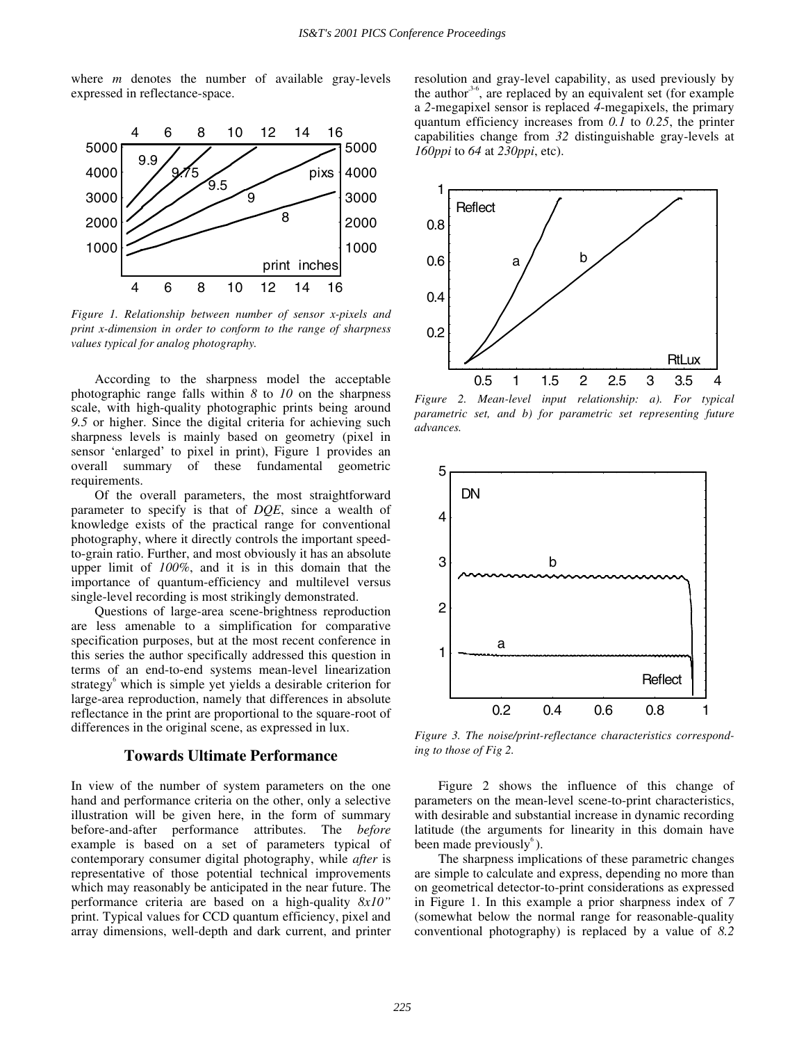where *m* denotes the number of available gray-levels expressed in reflectance-space.

*Figure 1. Relationship between number of sensor x-pixels and print x-dimension in order to conform to the range of sharpness values typical for analog photography.*

According to the sharpness model the acceptable photographic range falls within *8* to *10* on the sharpness scale, with high-quality photographic prints being around *9.5* or higher. Since the digital criteria for achieving such sharpness levels is mainly based on geometry (pixel in sensor 'enlarged' to pixel in print), Figure 1 provides an overall summary of these fundamental geometric requirements.

Of the overall parameters, the most straightforward parameter to specify is that of *DQE*, since a wealth of knowledge exists of the practical range for conventional photography, where it directly controls the important speed-to-grain ratio. Further, and most obviously it has an absolute upper limit of *100%*, and it is in this domain that the importance of quantum-efficiency and multilevel versus single-level recording is most strikingly demonstrated.

Questions of large-area scene-brightness reproduction are less amenable to a simplification for comparative specification purposes, but at the most recent conference in this series the author specifically addressed this question in terms of an end-to-end systems mean-level linearization strategy[6] which is simple yet yields a desirable criterion for large-area reproduction, namely that differences in absolute reflectance in the print are proportional to the square-root of differences in the original scene, as expressed in lux.

## Towards Ultimate Performance

In view of the number of system parameters on the one hand and performance criteria on the other, only a selective illustration will be given here, in the form of summary before-and-after performance attributes. The *before* example is based on a set of parameters typical of contemporary consumer digital photography, while *after* is representative of those potential technical improvements which may reasonably be anticipated in the near future. The performance criteria are based on a high-quality *8x10"* print. Typical values for CCD quantum efficiency, pixel and array dimensions, well-depth and dark current, and printer resolution and gray-level capability, as used previously by the author[3-6], are replaced by an equivalent set (for example a *2*-megapixel sensor is replaced *4*-megapixels, the primary quantum efficiency increases from *0.1* to *0.25*, the printer capabilities change from *32* distinguishable gray-levels at *160ppi* to *64* at *230ppi*, etc).

*Figure 2. Mean-level input relationship: a). For typical parametric set, and b) for parametric set representing future advances.*

*Figure 3. The noise/print-reflectance characteristics corresponding to those of Fig 2.*

Figure 2 shows the influence of this change of parameters on the mean-level scene-to-print characteristics, with desirable and substantial increase in dynamic recording latitude (the arguments for linearity in this domain have been made previously[6]).

The sharpness implications of these parametric changes are simple to calculate and express, depending no more than on geometrical detector-to-print considerations as expressed in Figure 1. In this example a prior sharpness index of *7* (somewhat below the normal range for reasonable-quality conventional photography) is replaced by a value of *8.2*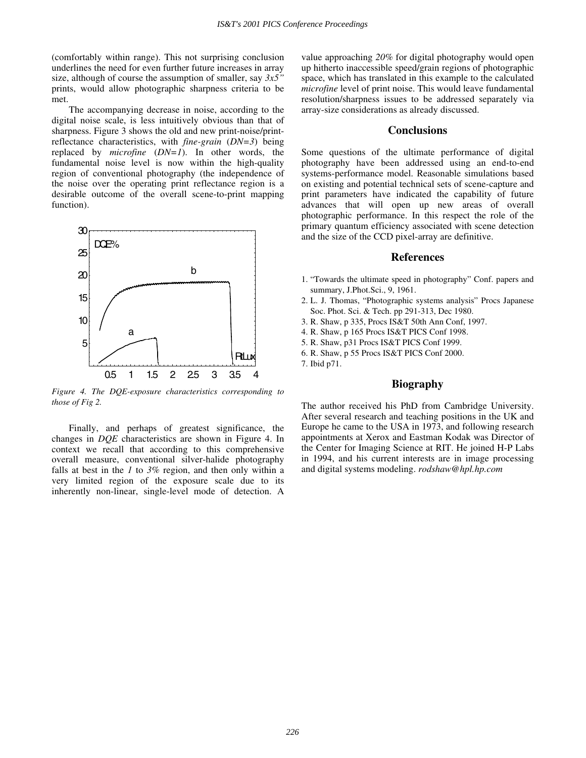(comfortably within range). This not surprising conclusion underlines the need for even further future increases in array size, although of course the assumption of smaller, say *3x5"* prints, would allow photographic sharpness criteria to be met.

The accompanying decrease in noise, according to the digital noise scale, is less intuitively obvious than that of sharpness. Figure 3 shows the old and new print-noise/print-reflectance characteristics, with *fine-grain* (*DN=3*) being replaced by *microfine* (*DN=1*). In other words, the fundamental noise level is now within the high-quality region of conventional photography (the independence of the noise over the operating print reflectance region is a desirable outcome of the overall scene-to-print mapping function).

DQE%

b

a

RtLux

30 25 20 15 10 5

0.5 1 1.5 2 2.5 3 3.5 4

*Figure 4. The DQE-exposure characteristics corresponding to those of Fig 2.*

Finally, and perhaps of greatest significance, the changes in *DQE* characteristics are shown in Figure 4. In context we recall that according to this comprehensive overall measure, conventional silver-halide photography falls at best in the *1* to *3%* region, and then only within a very limited region of the exposure scale due to its inherently non-linear, single-level mode of detection. A value approaching *20%* for digital photography would open up hitherto inaccessible speed/grain regions of photographic space, which has translated in this example to the calculated *microfine* level of print noise. This would leave fundamental resolution/sharpness issues to be addressed separately via array-size considerations as already discussed.

## Conclusions

Some questions of the ultimate performance of digital photography have been addressed using an end-to-end systems-performance model. Reasonable simulations based on existing and potential technical sets of scene-capture and print parameters have indicated the capability of future advances that will open up new areas of overall photographic performance. In this respect the role of the primary quantum efficiency associated with scene detection and the size of the CCD pixel-array are definitive.

## References

1. "Towards the ultimate speed in photography" Conf. papers and summary, J.Phot.Sci., 9, 1961.
2. L. J. Thomas, "Photographic systems analysis" Procs Japanese Soc. Phot. Sci. & Tech. pp 291-313, Dec 1980.
3. R. Shaw, p 335, Procs IS&T 50th Ann Conf, 1997.
4. R. Shaw, p 165 Procs IS&T PICS Conf 1998.
5. R. Shaw, p31 Procs IS&T PICS Conf 1999.
6. R. Shaw, p 55 Procs IS&T PICS Conf 2000.
7. Ibid p71.

## Biography

The author received his PhD from Cambridge University. After several research and teaching positions in the UK and Europe he came to the USA in 1973, and following research appointments at Xerox and Eastman Kodak was Director of the Center for Imaging Science at RIT. He joined H-P Labs in 1994, and his current interests are in image processing and digital systems modeling. *rodshaw@hpl.hp.com*